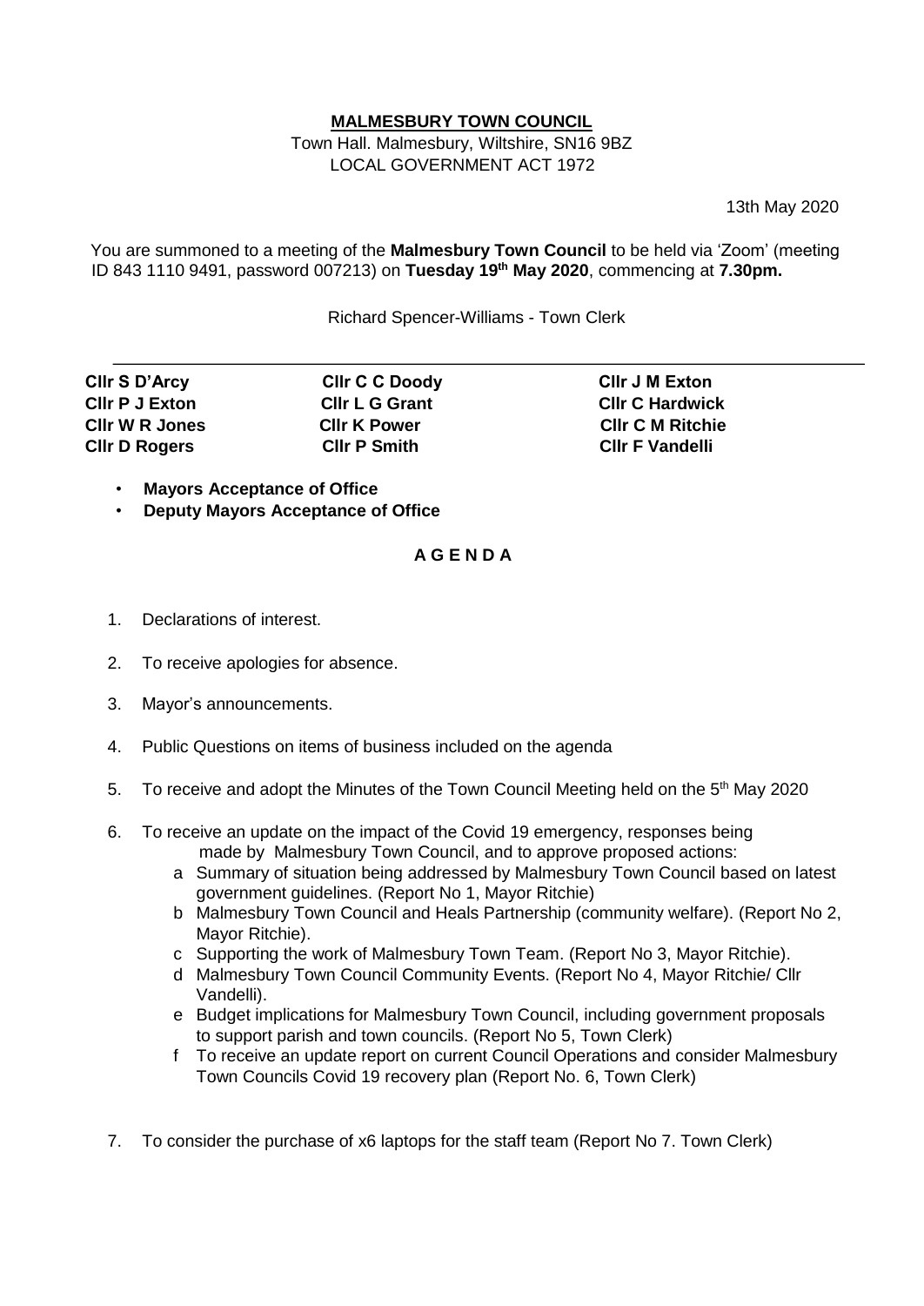**MALMESBURY TOWN COUNCIL**

Town Hall. Malmesbury, Wiltshire, SN16 9BZ
LOCAL GOVERNMENT ACT 1972

13th May 2020

You are summoned to a meeting of the **Malmesbury Town Council** to be held via 'Zoom' (meeting ID 843 1110 9491, password 007213) on **Tuesday 19th May 2020**, commencing at **7.30pm.**

Richard Spencer-Williams - Town Clerk

| | | |
|---|---|---|
| **Cllr S D'Arcy** | **Cllr C C Doody** | **Cllr J M Exton** |
| **Cllr P J Exton** | **Cllr L G Grant** | **Cllr C Hardwick** |
| **Cllr W R Jones** | **Cllr K Power** | **Cllr C M Ritchie** |
| **Cllr D Rogers** | **Cllr P Smith** | **Cllr F Vandelli** |

- **Mayors Acceptance of Office**
- **Deputy Mayors Acceptance of Office**

**A G E N D A**

1. Declarations of interest.
2. To receive apologies for absence.
3. Mayor's announcements.
4. Public Questions on items of business included on the agenda
5. To receive and adopt the Minutes of the Town Council Meeting held on the 5th May 2020
6. To receive an update on the impact of the Covid 19 emergency, responses being made by Malmesbury Town Council, and to approve proposed actions:
   a Summary of situation being addressed by Malmesbury Town Council based on latest government guidelines. (Report No 1, Mayor Ritchie)
   b Malmesbury Town Council and Heals Partnership (community welfare). (Report No 2, Mayor Ritchie).
   c Supporting the work of Malmesbury Town Team. (Report No 3, Mayor Ritchie).
   d Malmesbury Town Council Community Events. (Report No 4, Mayor Ritchie/ Cllr Vandelli).
   e Budget implications for Malmesbury Town Council, including government proposals to support parish and town councils. (Report No 5, Town Clerk)
   f To receive an update report on current Council Operations and consider Malmesbury Town Councils Covid 19 recovery plan (Report No. 6, Town Clerk)
7. To consider the purchase of x6 laptops for the staff team (Report No 7. Town Clerk)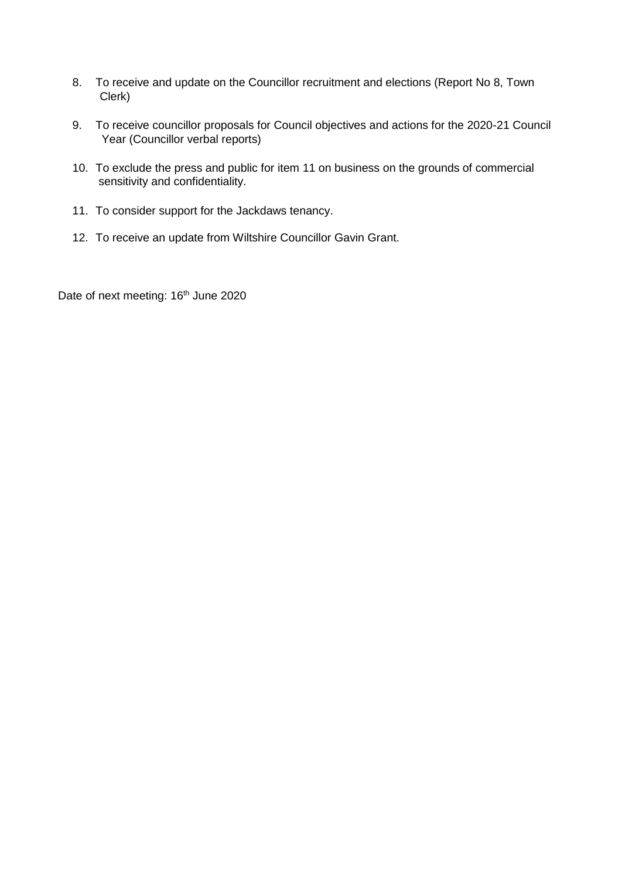8. To receive and update on the Councillor recruitment and elections (Report No 8, Town Clerk)

9. To receive councillor proposals for Council objectives and actions for the 2020-21 Council Year (Councillor verbal reports)

10. To exclude the press and public for item 11 on business on the grounds of commercial sensitivity and confidentiality.

11. To consider support for the Jackdaws tenancy.

12. To receive an update from Wiltshire Councillor Gavin Grant.

Date of next meeting: 16th June 2020